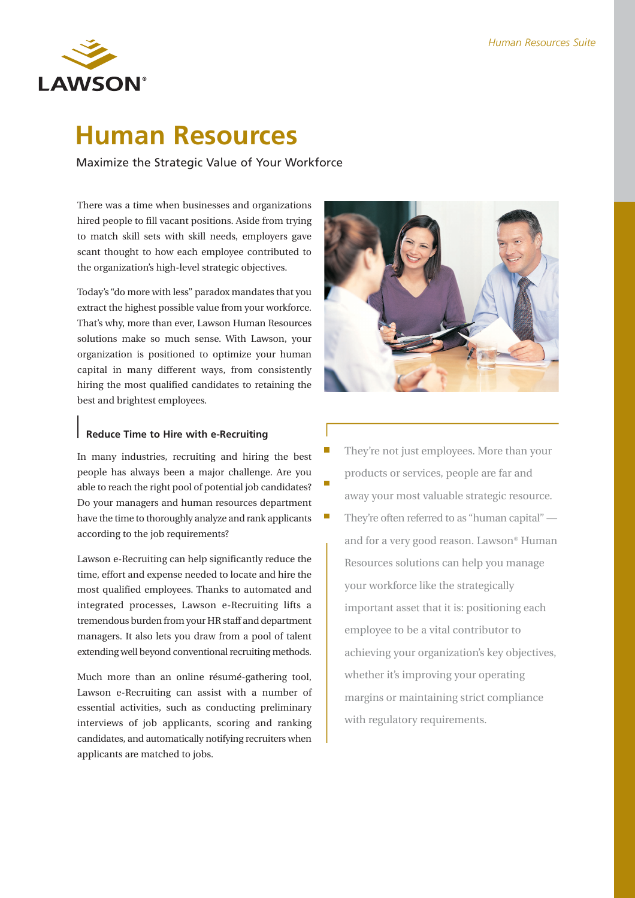# Human Resources

Maximize the Strategic Value of Your Workforce

There was a time when businesses and organizations hired people to fill vacant positions. Aside from trying to match skill sets with skill needs, employers gave scant thought to how each employee contributed to the organization's high-level strategic objectives.

Today's "do more with less" paradox mandates that you extract the highest possible value from your workforce. That's why, more than ever, Lawson Human Resources solutions make so much sense. With Lawson, your organization is positioned to optimize your human capital in many different ways, from consistently hiring the most qualified candidates to retaining the best and brightest employees.

They're not just employees. More than your products or services, people are far and away your most valuable strategic resource. They're often referred to as "human capital" — and for a very good reason. Lawson® Human Resources solutions can help you manage your workforce like the strategically important asset that it is: positioning each employee to be a vital contributor to achieving your organization's key objectives, whether it's improving your operating margins or maintaining strict compliance with regulatory requirements.

### Reduce Time to Hire with e-Recruiting

In many industries, recruiting and hiring the best people has always been a major challenge. Are you able to reach the right pool of potential job candidates? Do your managers and human resources department have the time to thoroughly analyze and rank applicants according to the job requirements?

Lawson e-Recruiting can help significantly reduce the time, effort and expense needed to locate and hire the most qualified employees. Thanks to automated and integrated processes, Lawson e-Recruiting lifts a tremendous burden from your HR staff and department managers. It also lets you draw from a pool of talent extending well beyond conventional recruiting methods.

Much more than an online résumé-gathering tool, Lawson e-Recruiting can assist with a number of essential activities, such as conducting preliminary interviews of job applicants, scoring and ranking candidates, and automatically notifying recruiters when applicants are matched to jobs.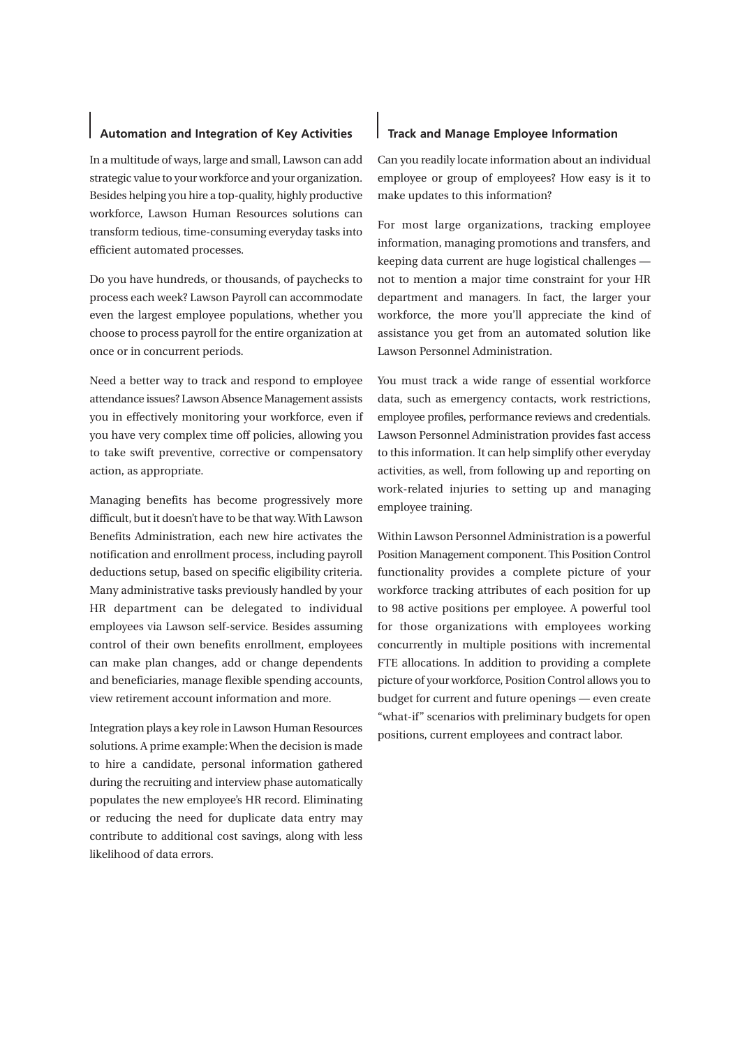## Automation and Integration of Key Activities

In a multitude of ways, large and small, Lawson can add strategic value to your workforce and your organization. Besides helping you hire a top-quality, highly productive workforce, Lawson Human Resources solutions can transform tedious, time-consuming everyday tasks into efficient automated processes.

Do you have hundreds, or thousands, of paychecks to process each week? Lawson Payroll can accommodate even the largest employee populations, whether you choose to process payroll for the entire organization at once or in concurrent periods.

Need a better way to track and respond to employee attendance issues? Lawson Absence Management assists you in effectively monitoring your workforce, even if you have very complex time off policies, allowing you to take swift preventive, corrective or compensatory action, as appropriate.

Managing benefits has become progressively more difficult, but it doesn't have to be that way. With Lawson Benefits Administration, each new hire activates the notification and enrollment process, including payroll deductions setup, based on specific eligibility criteria. Many administrative tasks previously handled by your HR department can be delegated to individual employees via Lawson self-service. Besides assuming control of their own benefits enrollment, employees can make plan changes, add or change dependents and beneficiaries, manage flexible spending accounts, view retirement account information and more.

Integration plays a key role in Lawson Human Resources solutions. A prime example: When the decision is made to hire a candidate, personal information gathered during the recruiting and interview phase automatically populates the new employee's HR record. Eliminating or reducing the need for duplicate data entry may contribute to additional cost savings, along with less likelihood of data errors.

## Track and Manage Employee Information

Can you readily locate information about an individual employee or group of employees? How easy is it to make updates to this information?

For most large organizations, tracking employee information, managing promotions and transfers, and keeping data current are huge logistical challenges — not to mention a major time constraint for your HR department and managers. In fact, the larger your workforce, the more you'll appreciate the kind of assistance you get from an automated solution like Lawson Personnel Administration.

You must track a wide range of essential workforce data, such as emergency contacts, work restrictions, employee profiles, performance reviews and credentials. Lawson Personnel Administration provides fast access to this information. It can help simplify other everyday activities, as well, from following up and reporting on work-related injuries to setting up and managing employee training.

Within Lawson Personnel Administration is a powerful Position Management component. This Position Control functionality provides a complete picture of your workforce tracking attributes of each position for up to 98 active positions per employee. A powerful tool for those organizations with employees working concurrently in multiple positions with incremental FTE allocations. In addition to providing a complete picture of your workforce, Position Control allows you to budget for current and future openings — even create "what-if" scenarios with preliminary budgets for open positions, current employees and contract labor.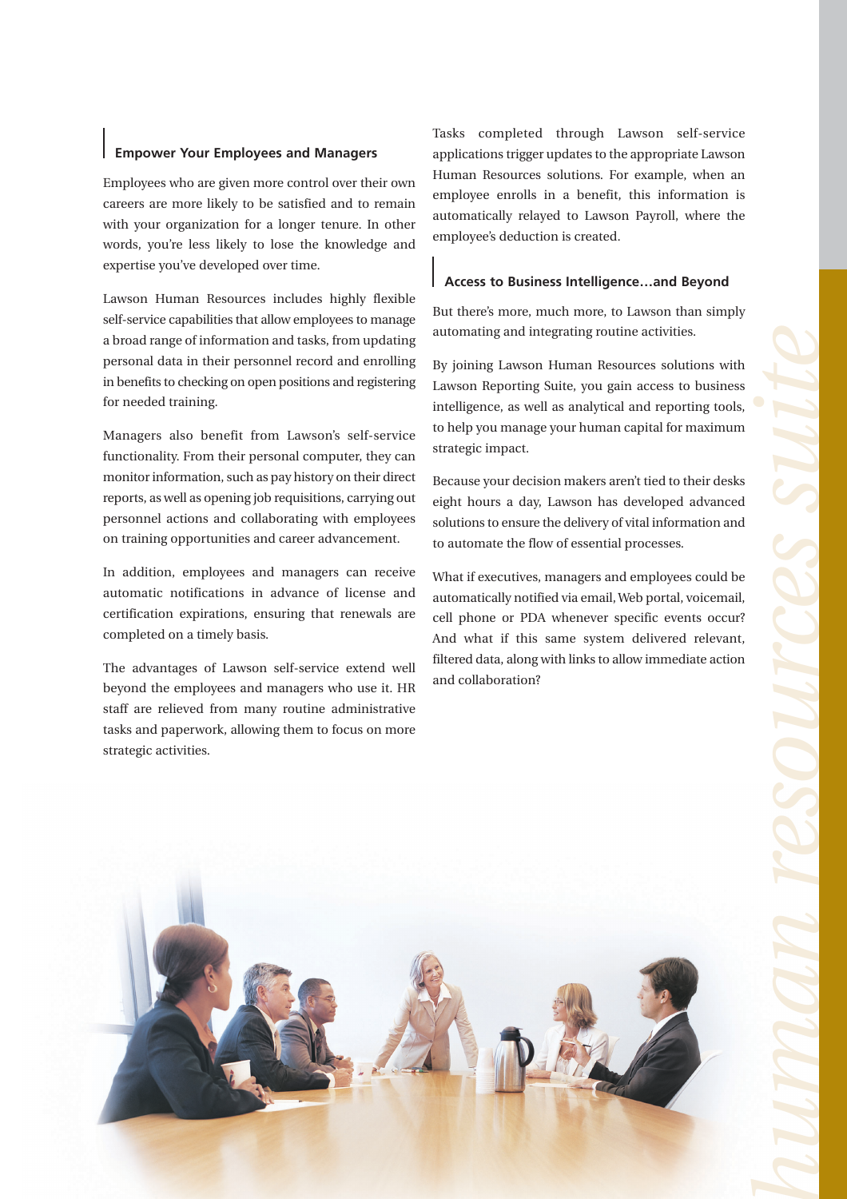## Empower Your Employees and Managers

Employees who are given more control over their own careers are more likely to be satisfied and to remain with your organization for a longer tenure. In other words, you're less likely to lose the knowledge and expertise you've developed over time.

Lawson Human Resources includes highly flexible self-service capabilities that allow employees to manage a broad range of information and tasks, from updating personal data in their personnel record and enrolling in benefits to checking on open positions and registering for needed training.

Managers also benefit from Lawson's self-service functionality. From their personal computer, they can monitor information, such as pay history on their direct reports, as well as opening job requisitions, carrying out personnel actions and collaborating with employees on training opportunities and career advancement.

In addition, employees and managers can receive automatic notifications in advance of license and certification expirations, ensuring that renewals are completed on a timely basis.

The advantages of Lawson self-service extend well beyond the employees and managers who use it. HR staff are relieved from many routine administrative tasks and paperwork, allowing them to focus on more strategic activities.

Tasks completed through Lawson self-service applications trigger updates to the appropriate Lawson Human Resources solutions. For example, when an employee enrolls in a benefit, this information is automatically relayed to Lawson Payroll, where the employee's deduction is created.

## Access to Business Intelligence…and Beyond

But there's more, much more, to Lawson than simply automating and integrating routine activities.

By joining Lawson Human Resources solutions with Lawson Reporting Suite, you gain access to business intelligence, as well as analytical and reporting tools, to help you manage your human capital for maximum strategic impact.

Because your decision makers aren't tied to their desks eight hours a day, Lawson has developed advanced solutions to ensure the delivery of vital information and to automate the flow of essential processes.

What if executives, managers and employees could be automatically notified via email, Web portal, voicemail, cell phone or PDA whenever specific events occur? And what if this same system delivered relevant, filtered data, along with links to allow immediate action and collaboration?

*human resources suite*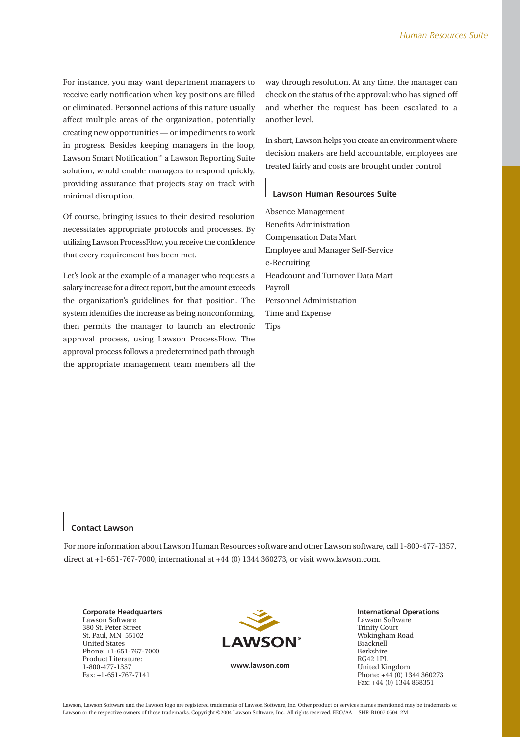For instance, you may want department managers to receive early notification when key positions are filled or eliminated. Personnel actions of this nature usually affect multiple areas of the organization, potentially creating new opportunities — or impediments to work in progress. Besides keeping managers in the loop, Lawson Smart Notification™ a Lawson Reporting Suite solution, would enable managers to respond quickly, providing assurance that projects stay on track with minimal disruption.

Of course, bringing issues to their desired resolution necessitates appropriate protocols and processes. By utilizing Lawson ProcessFlow, you receive the confidence that every requirement has been met.

Let's look at the example of a manager who requests a salary increase for a direct report, but the amount exceeds the organization's guidelines for that position. The system identifies the increase as being nonconforming, then permits the manager to launch an electronic approval process, using Lawson ProcessFlow. The approval process follows a predetermined path through the appropriate management team members all the way through resolution. At any time, the manager can check on the status of the approval: who has signed off and whether the request has been escalated to a another level.

In short, Lawson helps you create an environment where decision makers are held accountable, employees are treated fairly and costs are brought under control.

### Lawson Human Resources Suite

Absence Management
Benefits Administration
Compensation Data Mart
Employee and Manager Self-Service
e-Recruiting
Headcount and Turnover Data Mart
Payroll
Personnel Administration
Time and Expense
Tips

### Contact Lawson

For more information about Lawson Human Resources software and other Lawson software, call 1-800-477-1357, direct at +1-651-767-7000, international at +44 (0) 1344 360273, or visit www.lawson.com.

**Corporate Headquarters**
Lawson Software
380 St. Peter Street
St. Paul, MN 55102
United States
Phone: +1-651-767-7000
Product Literature:
1-800-477-1357
Fax: +1-651-767-7141

LAWSON®

**www.lawson.com**

**International Operations**
Lawson Software
Trinity Court
Wokingham Road
Bracknell
Berkshire
RG42 1PL
United Kingdom
Phone: +44 (0) 1344 360273
Fax: +44 (0) 1344 868351

Lawson, Lawson Software and the Lawson logo are registered trademarks of Lawson Software, Inc. Other product or services names mentioned may be trademarks of Lawson or the respective owners of those trademarks. Copyright ©2004 Lawson Software, Inc. All rights reserved. EEO/AA SHR-B1007 0504 2M